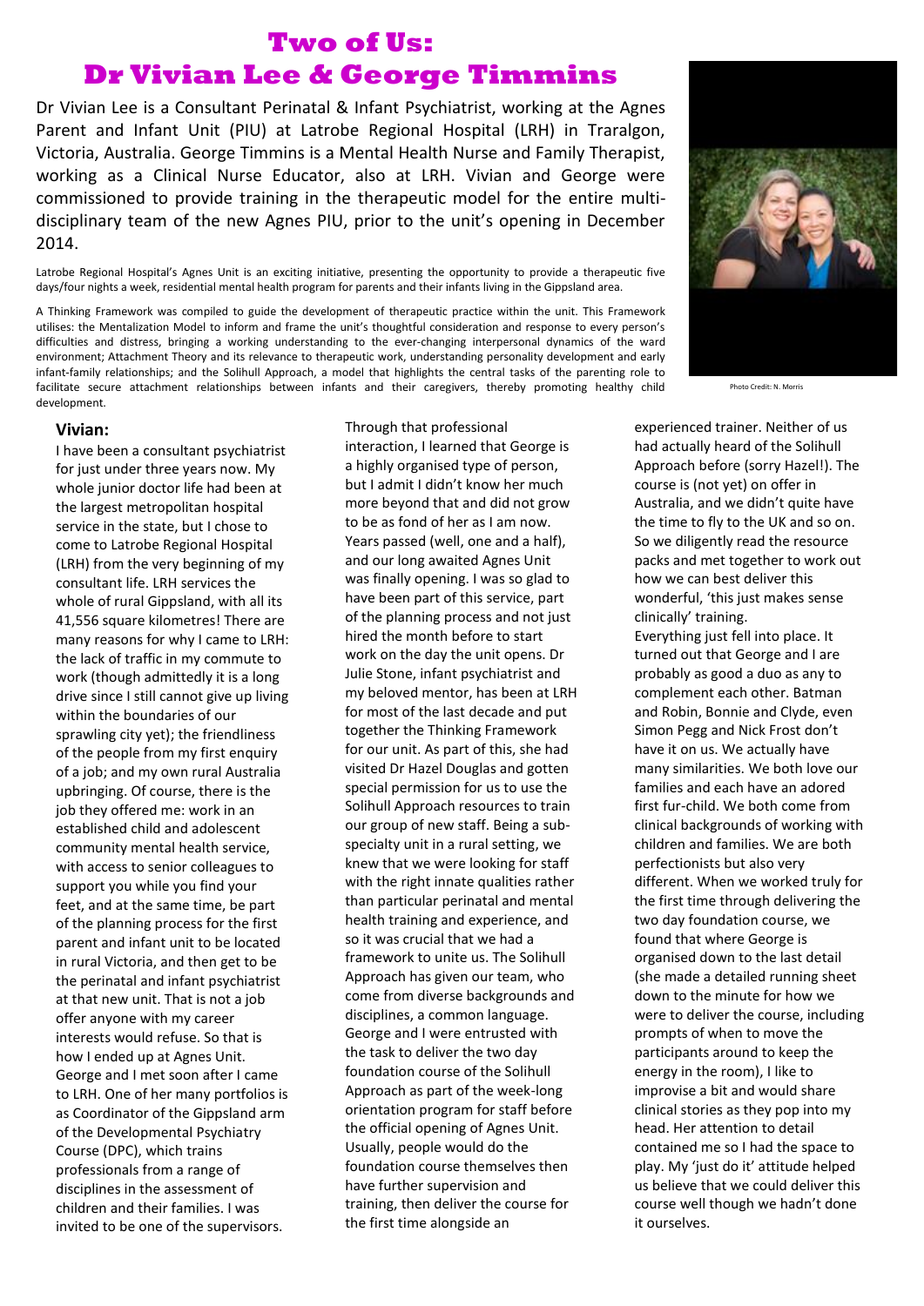# Two of Us: Dr Vivian Lee & George Timmins

Dr Vivian Lee is a Consultant Perinatal & Infant Psychiatrist, working at the Agnes Parent and Infant Unit (PIU) at Latrobe Regional Hospital (LRH) in Traralgon, Victoria, Australia. George Timmins is a Mental Health Nurse and Family Therapist, working as a Clinical Nurse Educator, also at LRH. Vivian and George were commissioned to provide training in the therapeutic model for the entire multi-disciplinary team of the new Agnes PIU, prior to the unit's opening in December 2014.

Latrobe Regional Hospital's Agnes Unit is an exciting initiative, presenting the opportunity to provide a therapeutic five days/four nights a week, residential mental health program for parents and their infants living in the Gippsland area.

A Thinking Framework was compiled to guide the development of therapeutic practice within the unit. This Framework utilises: the Mentalization Model to inform and frame the unit's thoughtful consideration and response to every person's difficulties and distress, bringing a working understanding to the ever-changing interpersonal dynamics of the ward environment; Attachment Theory and its relevance to therapeutic work, understanding personality development and early infant-family relationships; and the Solihull Approach, a model that highlights the central tasks of the parenting role to facilitate secure attachment relationships between infants and their caregivers, thereby promoting healthy child development.

Photo Credit: N. Morris

## Vivian:

I have been a consultant psychiatrist for just under three years now. My whole junior doctor life had been at the largest metropolitan hospital service in the state, but I chose to come to Latrobe Regional Hospital (LRH) from the very beginning of my consultant life. LRH services the whole of rural Gippsland, with all its 41,556 square kilometres! There are many reasons for why I came to LRH: the lack of traffic in my commute to work (though admittedly it is a long drive since I still cannot give up living within the boundaries of our sprawling city yet); the friendliness of the people from my first enquiry of a job; and my own rural Australia upbringing. Of course, there is the job they offered me: work in an established child and adolescent community mental health service, with access to senior colleagues to support you while you find your feet, and at the same time, be part of the planning process for the first parent and infant unit to be located in rural Victoria, and then get to be the perinatal and infant psychiatrist at that new unit. That is not a job offer anyone with my career interests would refuse. So that is how I ended up at Agnes Unit. George and I met soon after I came to LRH. One of her many portfolios is as Coordinator of the Gippsland arm of the Developmental Psychiatry Course (DPC), which trains professionals from a range of disciplines in the assessment of children and their families. I was invited to be one of the supervisors. Through that professional interaction, I learned that George is a highly organised type of person, but I admit I didn't know her much more beyond that and did not grow to be as fond of her as I am now. Years passed (well, one and a half), and our long awaited Agnes Unit was finally opening. I was so glad to have been part of this service, part of the planning process and not just hired the month before to start work on the day the unit opens. Dr Julie Stone, infant psychiatrist and my beloved mentor, has been at LRH for most of the last decade and put together the Thinking Framework for our unit. As part of this, she had visited Dr Hazel Douglas and gotten special permission for us to use the Solihull Approach resources to train our group of new staff. Being a sub-specialty unit in a rural setting, we knew that we were looking for staff with the right innate qualities rather than particular perinatal and mental health training and experience, and so it was crucial that we had a framework to unite us. The Solihull Approach has given our team, who come from diverse backgrounds and disciplines, a common language. George and I were entrusted with the task to deliver the two day foundation course of the Solihull Approach as part of the week-long orientation program for staff before the official opening of Agnes Unit. Usually, people would do the foundation course themselves then have further supervision and training, then deliver the course for the first time alongside an experienced trainer. Neither of us had actually heard of the Solihull Approach before (sorry Hazel!). The course is (not yet) on offer in Australia, and we didn't quite have the time to fly to the UK and so on. So we diligently read the resource packs and met together to work out how we can best deliver this wonderful, 'this just makes sense clinically' training.

Everything just fell into place. It turned out that George and I are probably as good a duo as any to complement each other. Batman and Robin, Bonnie and Clyde, even Simon Pegg and Nick Frost don't have it on us. We actually have many similarities. We both love our families and each have an adored first fur-child. We both come from clinical backgrounds of working with children and families. We are both perfectionists but also very different. When we worked truly for the first time through delivering the two day foundation course, we found that where George is organised down to the last detail (she made a detailed running sheet down to the minute for how we were to deliver the course, including prompts of when to move the participants around to keep the energy in the room), I like to improvise a bit and would share clinical stories as they pop into my head. Her attention to detail contained me so I had the space to play. My 'just do it' attitude helped us believe that we could deliver this course well though we hadn't done it ourselves.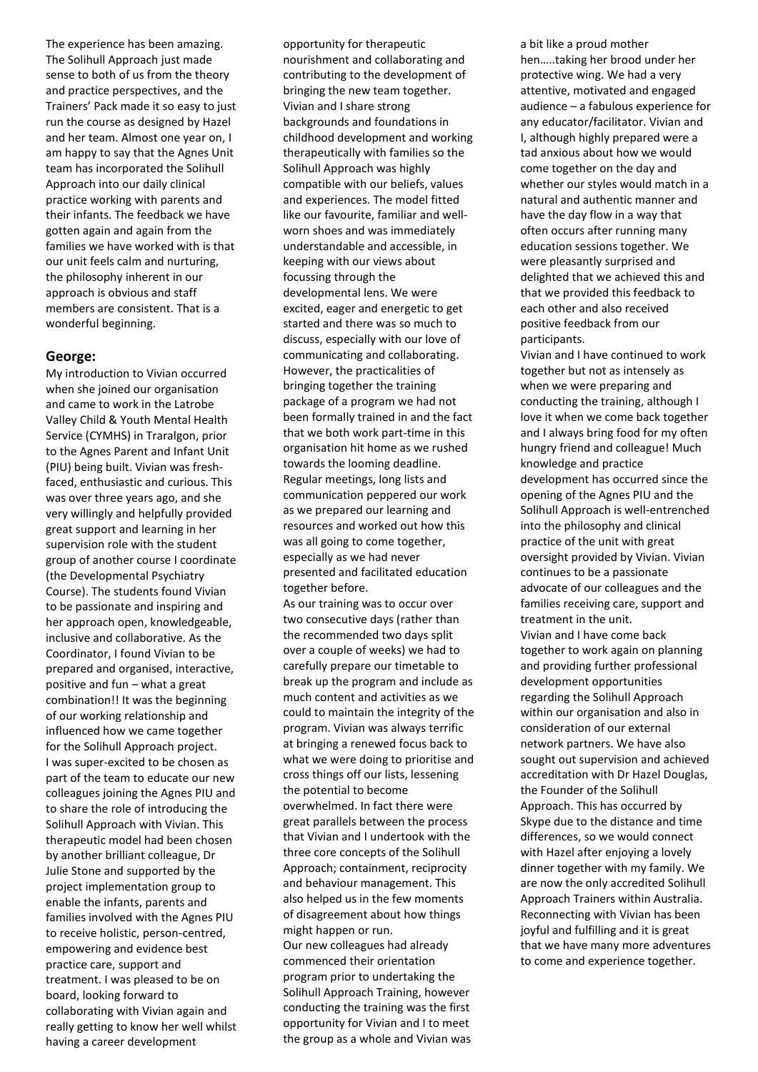The experience has been amazing. The Solihull Approach just made sense to both of us from the theory and practice perspectives, and the Trainers' Pack made it so easy to just run the course as designed by Hazel and her team. Almost one year on, I am happy to say that the Agnes Unit team has incorporated the Solihull Approach into our daily clinical practice working with parents and their infants. The feedback we have gotten again and again from the families we have worked with is that our unit feels calm and nurturing, the philosophy inherent in our approach is obvious and staff members are consistent. That is a wonderful beginning.

## George:

My introduction to Vivian occurred when she joined our organisation and came to work in the Latrobe Valley Child & Youth Mental Health Service (CYMHS) in Traralgon, prior to the Agnes Parent and Infant Unit (PIU) being built. Vivian was fresh-faced, enthusiastic and curious. This was over three years ago, and she very willingly and helpfully provided great support and learning in her supervision role with the student group of another course I coordinate (the Developmental Psychiatry Course). The students found Vivian to be passionate and inspiring and her approach open, knowledgeable, inclusive and collaborative. As the Coordinator, I found Vivian to be prepared and organised, interactive, positive and fun – what a great combination!! It was the beginning of our working relationship and influenced how we came together for the Solihull Approach project.

I was super-excited to be chosen as part of the team to educate our new colleagues joining the Agnes PIU and to share the role of introducing the Solihull Approach with Vivian. This therapeutic model had been chosen by another brilliant colleague, Dr Julie Stone and supported by the project implementation group to enable the infants, parents and families involved with the Agnes PIU to receive holistic, person-centred, empowering and evidence best practice care, support and treatment. I was pleased to be on board, looking forward to collaborating with Vivian again and really getting to know her well whilst having a career development opportunity for therapeutic nourishment and collaborating and contributing to the development of bringing the new team together. Vivian and I share strong backgrounds and foundations in childhood development and working therapeutically with families so the Solihull Approach was highly compatible with our beliefs, values and experiences. The model fitted like our favourite, familiar and well-worn shoes and was immediately understandable and accessible, in keeping with our views about focussing through the developmental lens. We were excited, eager and energetic to get started and there was so much to discuss, especially with our love of communicating and collaborating. However, the practicalities of bringing together the training package of a program we had not been formally trained in and the fact that we both work part-time in this organisation hit home as we rushed towards the looming deadline. Regular meetings, long lists and communication peppered our work as we prepared our learning and resources and worked out how this was all going to come together, especially as we had never presented and facilitated education together before.

As our training was to occur over two consecutive days (rather than the recommended two days split over a couple of weeks) we had to carefully prepare our timetable to break up the program and include as much content and activities as we could to maintain the integrity of the program. Vivian was always terrific at bringing a renewed focus back to what we were doing to prioritise and cross things off our lists, lessening the potential to become overwhelmed. In fact there were great parallels between the process that Vivian and I undertook with the three core concepts of the Solihull Approach; containment, reciprocity and behaviour management. This also helped us in the few moments of disagreement about how things might happen or run.

Our new colleagues had already commenced their orientation program prior to undertaking the Solihull Approach Training, however conducting the training was the first opportunity for Vivian and I to meet the group as a whole and Vivian was a bit like a proud mother hen.....taking her brood under her protective wing. We had a very attentive, motivated and engaged audience – a fabulous experience for any educator/facilitator. Vivian and I, although highly prepared were a tad anxious about how we would come together on the day and whether our styles would match in a natural and authentic manner and have the day flow in a way that often occurs after running many education sessions together. We were pleasantly surprised and delighted that we achieved this and that we provided this feedback to each other and also received positive feedback from our participants.

Vivian and I have continued to work together but not as intensely as when we were preparing and conducting the training, although I love it when we come back together and I always bring food for my often hungry friend and colleague! Much knowledge and practice development has occurred since the opening of the Agnes PIU and the Solihull Approach is well-entrenched into the philosophy and clinical practice of the unit with great oversight provided by Vivian. Vivian continues to be a passionate advocate of our colleagues and the families receiving care, support and treatment in the unit.

Vivian and I have come back together to work again on planning and providing further professional development opportunities regarding the Solihull Approach within our organisation and also in consideration of our external network partners. We have also sought out supervision and achieved accreditation with Dr Hazel Douglas, the Founder of the Solihull Approach. This has occurred by Skype due to the distance and time differences, so we would connect with Hazel after enjoying a lovely dinner together with my family. We are now the only accredited Solihull Approach Trainers within Australia. Reconnecting with Vivian has been joyful and fulfilling and it is great that we have many more adventures to come and experience together.